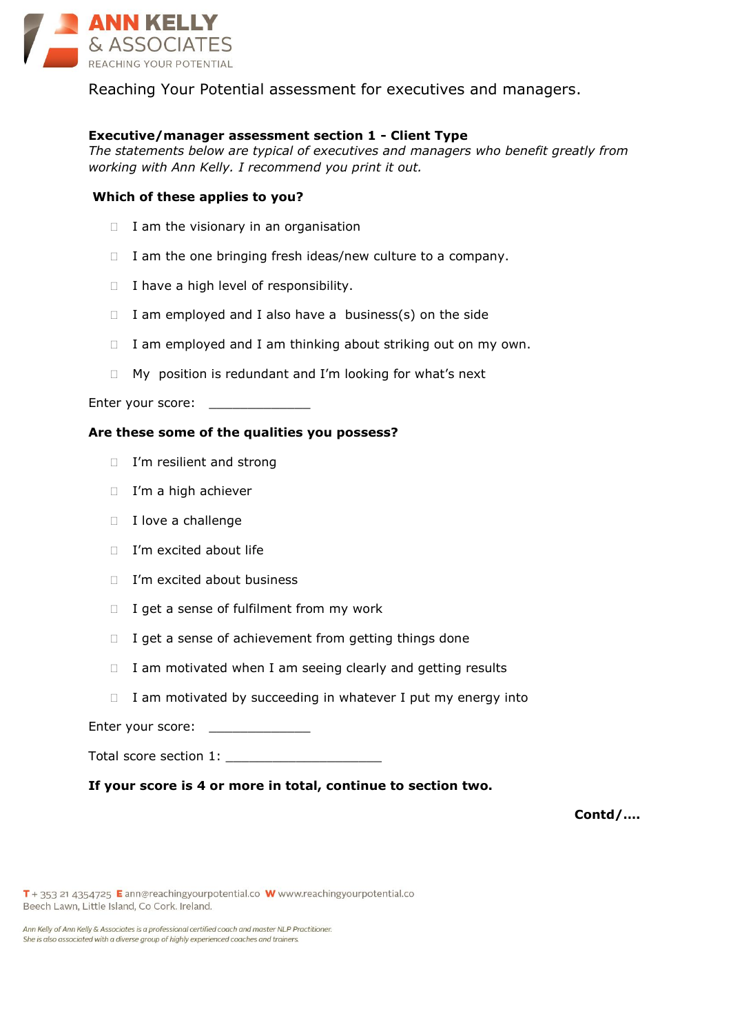ANN KELLY
& ASSOCIATES
REACHING YOUR POTENTIAL

Reaching Your Potential assessment for executives and managers.

**Executive/manager assessment section 1 - Client Type**
*The statements below are typical of executives and managers who benefit greatly from working with Ann Kelly. I recommend you print it out.*

**Which of these applies to you?**

- ☐ I am the visionary in an organisation
- ☐ I am the one bringing fresh ideas/new culture to a company.
- ☐ I have a high level of responsibility.
- ☐ I am employed and I also have a business(s) on the side
- ☐ I am employed and I am thinking about striking out on my own.
- ☐ My position is redundant and I'm looking for what's next

Enter your score: ______________

**Are these some of the qualities you possess?**

- ☐ I'm resilient and strong
- ☐ I'm a high achiever
- ☐ I love a challenge
- ☐ I'm excited about life
- ☐ I'm excited about business
- ☐ I get a sense of fulfilment from my work
- ☐ I get a sense of achievement from getting things done
- ☐ I am motivated when I am seeing clearly and getting results
- ☐ I am motivated by succeeding in whatever I put my energy into

Enter your score: ______________

Total score section 1: _____________________

**If your score is 4 or more in total, continue to section two.**

**Contd/….**

T + 353 21 4354725 E ann@reachingyourpotential.co W www.reachingyourpotential.co
Beech Lawn, Little Island, Co Cork. Ireland.

*Ann Kelly of Ann Kelly & Associates is a professional certified coach and master NLP Practitioner.*
*She is also associated with a diverse group of highly experienced coaches and trainers.*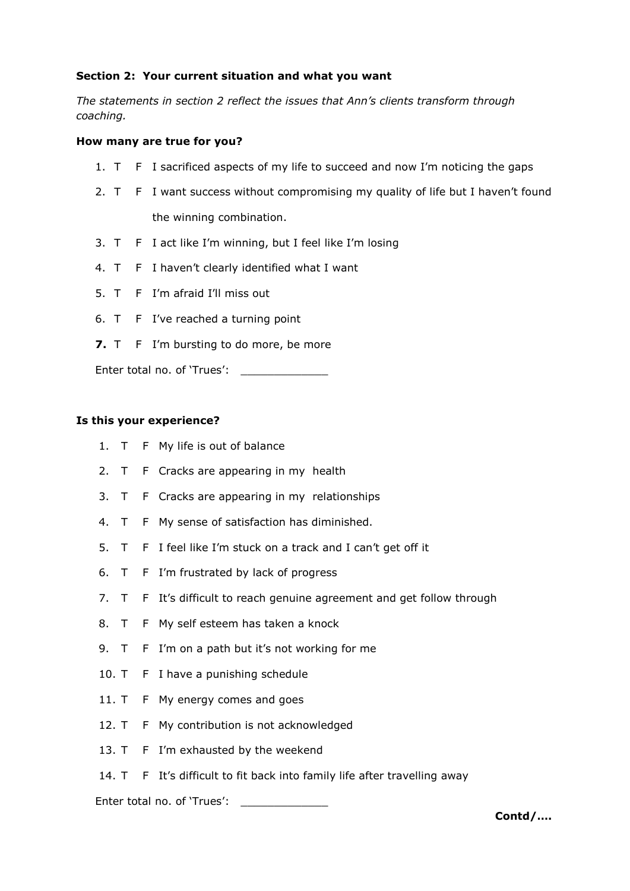**Section 2: Your current situation and what you want**

*The statements in section 2 reflect the issues that Ann's clients transform through coaching.*

**How many are true for you?**

1. T F I sacrificed aspects of my life to succeed and now I'm noticing the gaps
2. T F I want success without compromising my quality of life but I haven't found the winning combination.
3. T F I act like I'm winning, but I feel like I'm losing
4. T F I haven't clearly identified what I want
5. T F I'm afraid I'll miss out
6. T F I've reached a turning point
7. T F I'm bursting to do more, be more

Enter total no. of 'Trues': _____________

**Is this your experience?**

1. T F My life is out of balance
2. T F Cracks are appearing in my health
3. T F Cracks are appearing in my relationships
4. T F My sense of satisfaction has diminished.
5. T F I feel like I'm stuck on a track and I can't get off it
6. T F I'm frustrated by lack of progress
7. T F It's difficult to reach genuine agreement and get follow through
8. T F My self esteem has taken a knock
9. T F I'm on a path but it's not working for me
10. T F I have a punishing schedule
11. T F My energy comes and goes
12. T F My contribution is not acknowledged
13. T F I'm exhausted by the weekend
14. T F It's difficult to fit back into family life after travelling away

Enter total no. of 'Trues': _____________

**Contd/....**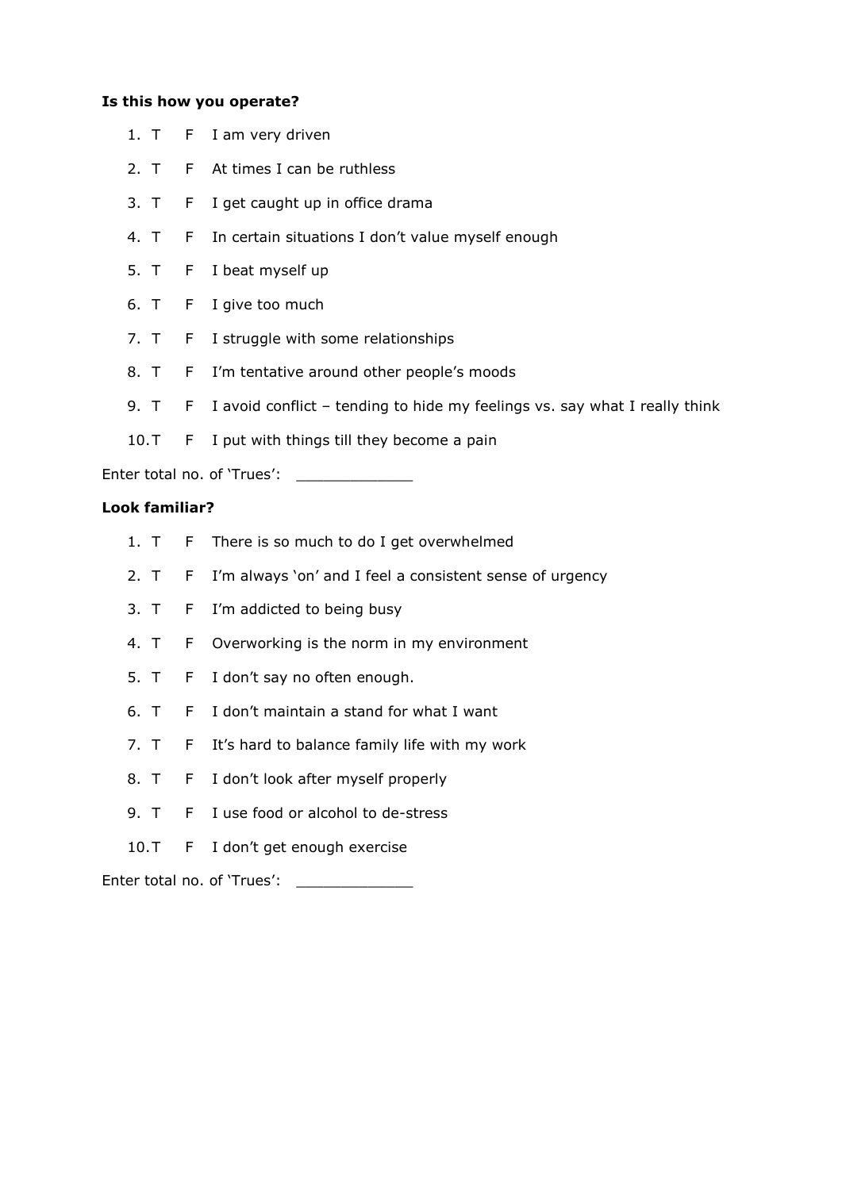**Is this how you operate?**

1. T F I am very driven
2. T F At times I can be ruthless
3. T F I get caught up in office drama
4. T F In certain situations I don't value myself enough
5. T F I beat myself up
6. T F I give too much
7. T F I struggle with some relationships
8. T F I'm tentative around other people's moods
9. T F I avoid conflict – tending to hide my feelings vs. say what I really think
10. T F I put with things till they become a pain

Enter total no. of 'Trues': _____________

**Look familiar?**

1. T F There is so much to do I get overwhelmed
2. T F I'm always 'on' and I feel a consistent sense of urgency
3. T F I'm addicted to being busy
4. T F Overworking is the norm in my environment
5. T F I don't say no often enough.
6. T F I don't maintain a stand for what I want
7. T F It's hard to balance family life with my work
8. T F I don't look after myself properly
9. T F I use food or alcohol to de-stress
10. T F I don't get enough exercise

Enter total no. of 'Trues': _____________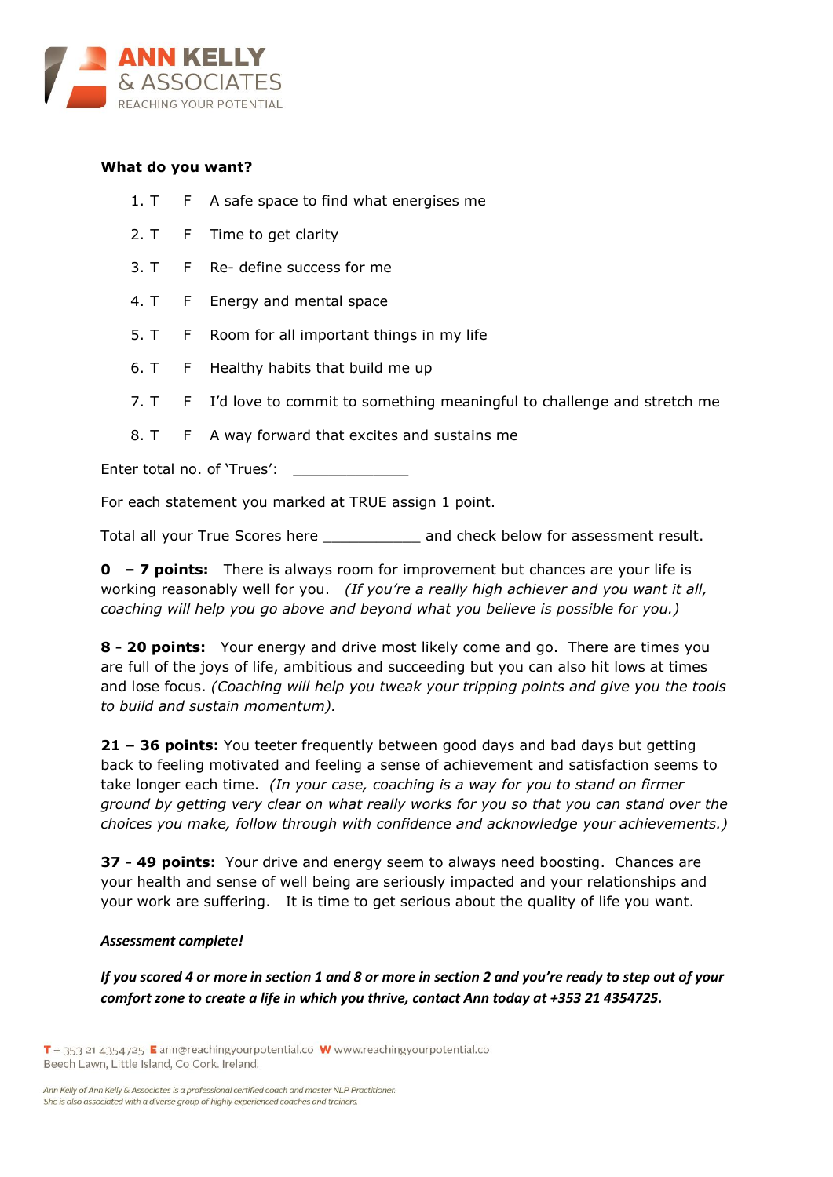**What do you want?**

1. T F A safe space to find what energises me
2. T F Time to get clarity
3. T F Re- define success for me
4. T F Energy and mental space
5. T F Room for all important things in my life
6. T F Healthy habits that build me up
7. T F I'd love to commit to something meaningful to challenge and stretch me
8. T F A way forward that excites and sustains me

Enter total no. of 'Trues': _____________

For each statement you marked at TRUE assign 1 point.

Total all your True Scores here ___________ and check below for assessment result.

**0 – 7 points:** There is always room for improvement but chances are your life is working reasonably well for you. *(If you're a really high achiever and you want it all, coaching will help you go above and beyond what you believe is possible for you.)*

**8 - 20 points:** Your energy and drive most likely come and go. There are times you are full of the joys of life, ambitious and succeeding but you can also hit lows at times and lose focus. *(Coaching will help you tweak your tripping points and give you the tools to build and sustain momentum).*

**21 – 36 points:** You teeter frequently between good days and bad days but getting back to feeling motivated and feeling a sense of achievement and satisfaction seems to take longer each time. *(In your case, coaching is a way for you to stand on firmer ground by getting very clear on what really works for you so that you can stand over the choices you make, follow through with confidence and acknowledge your achievements.)*

**37 - 49 points:** Your drive and energy seem to always need boosting. Chances are your health and sense of well being are seriously impacted and your relationships and your work are suffering. It is time to get serious about the quality of life you want.

***Assessment complete!***

***If you scored 4 or more in section 1 and 8 or more in section 2 and you're ready to step out of your comfort zone to create a life in which you thrive, contact Ann today at +353 21 4354725.***

T + 353 21 4354725 E ann@reachingyourpotential.co W www.reachingyourpotential.co
Beech Lawn, Little Island, Co Cork. Ireland.

*Ann Kelly of Ann Kelly & Associates is a professional certified coach and master NLP Practitioner.*
*She is also associated with a diverse group of highly experienced coaches and trainers.*